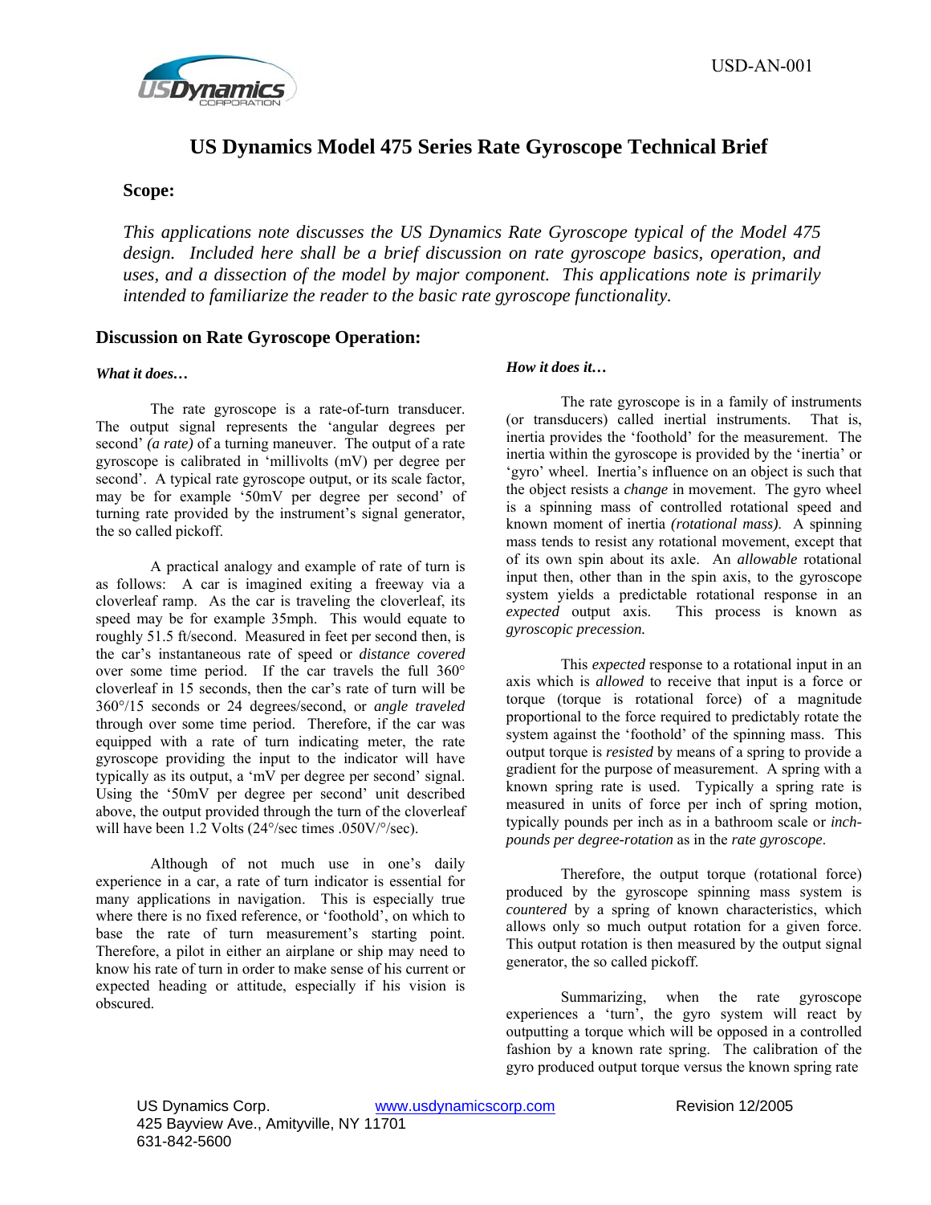USD-AN-001

# US Dynamics Model 475 Series Rate Gyroscope Technical Brief

## Scope:

*This applications note discusses the US Dynamics Rate Gyroscope typical of the Model 475 design. Included here shall be a brief discussion on rate gyroscope basics, operation, and uses, and a dissection of the model by major component. This applications note is primarily intended to familiarize the reader to the basic rate gyroscope functionality.*

## Discussion on Rate Gyroscope Operation:

### *What it does…*

The rate gyroscope is a rate-of-turn transducer. The output signal represents the 'angular degrees per second' *(a rate)* of a turning maneuver. The output of a rate gyroscope is calibrated in 'millivolts (mV) per degree per second'. A typical rate gyroscope output, or its scale factor, may be for example '50mV per degree per second' of turning rate provided by the instrument's signal generator, the so called pickoff.

A practical analogy and example of rate of turn is as follows: A car is imagined exiting a freeway via a cloverleaf ramp. As the car is traveling the cloverleaf, its speed may be for example 35mph. This would equate to roughly 51.5 ft/second. Measured in feet per second then, is the car's instantaneous rate of speed or *distance covered* over some time period. If the car travels the full 360° cloverleaf in 15 seconds, then the car's rate of turn will be 360°/15 seconds or 24 degrees/second, or *angle traveled* through over some time period. Therefore, if the car was equipped with a rate of turn indicating meter, the rate gyroscope providing the input to the indicator will have typically as its output, a 'mV per degree per second' signal. Using the '50mV per degree per second' unit described above, the output provided through the turn of the cloverleaf will have been 1.2 Volts (24°/sec times .050V/°/sec).

Although of not much use in one's daily experience in a car, a rate of turn indicator is essential for many applications in navigation. This is especially true where there is no fixed reference, or 'foothold', on which to base the rate of turn measurement's starting point. Therefore, a pilot in either an airplane or ship may need to know his rate of turn in order to make sense of his current or expected heading or attitude, especially if his vision is obscured.

### *How it does it…*

The rate gyroscope is in a family of instruments (or transducers) called inertial instruments. That is, inertia provides the 'foothold' for the measurement. The inertia within the gyroscope is provided by the 'inertia' or 'gyro' wheel. Inertia's influence on an object is such that the object resists a *change* in movement. The gyro wheel is a spinning mass of controlled rotational speed and known moment of inertia *(rotational mass)*. A spinning mass tends to resist any rotational movement, except that of its own spin about its axle. An *allowable* rotational input then, other than in the spin axis, to the gyroscope system yields a predictable rotational response in an *expected* output axis. This process is known as *gyroscopic precession.*

This *expected* response to a rotational input in an axis which is *allowed* to receive that input is a force or torque (torque is rotational force) of a magnitude proportional to the force required to predictably rotate the system against the 'foothold' of the spinning mass. This output torque is *resisted* by means of a spring to provide a gradient for the purpose of measurement. A spring with a known spring rate is used. Typically a spring rate is measured in units of force per inch of spring motion, typically pounds per inch as in a bathroom scale or *inch-pounds per degree-rotation* as in the *rate gyroscope*.

Therefore, the output torque (rotational force) produced by the gyroscope spinning mass system is *countered* by a spring of known characteristics, which allows only so much output rotation for a given force. This output rotation is then measured by the output signal generator, the so called pickoff.

Summarizing, when the rate gyroscope experiences a 'turn', the gyro system will react by outputting a torque which will be opposed in a controlled fashion by a known rate spring. The calibration of the gyro produced output torque versus the known spring rate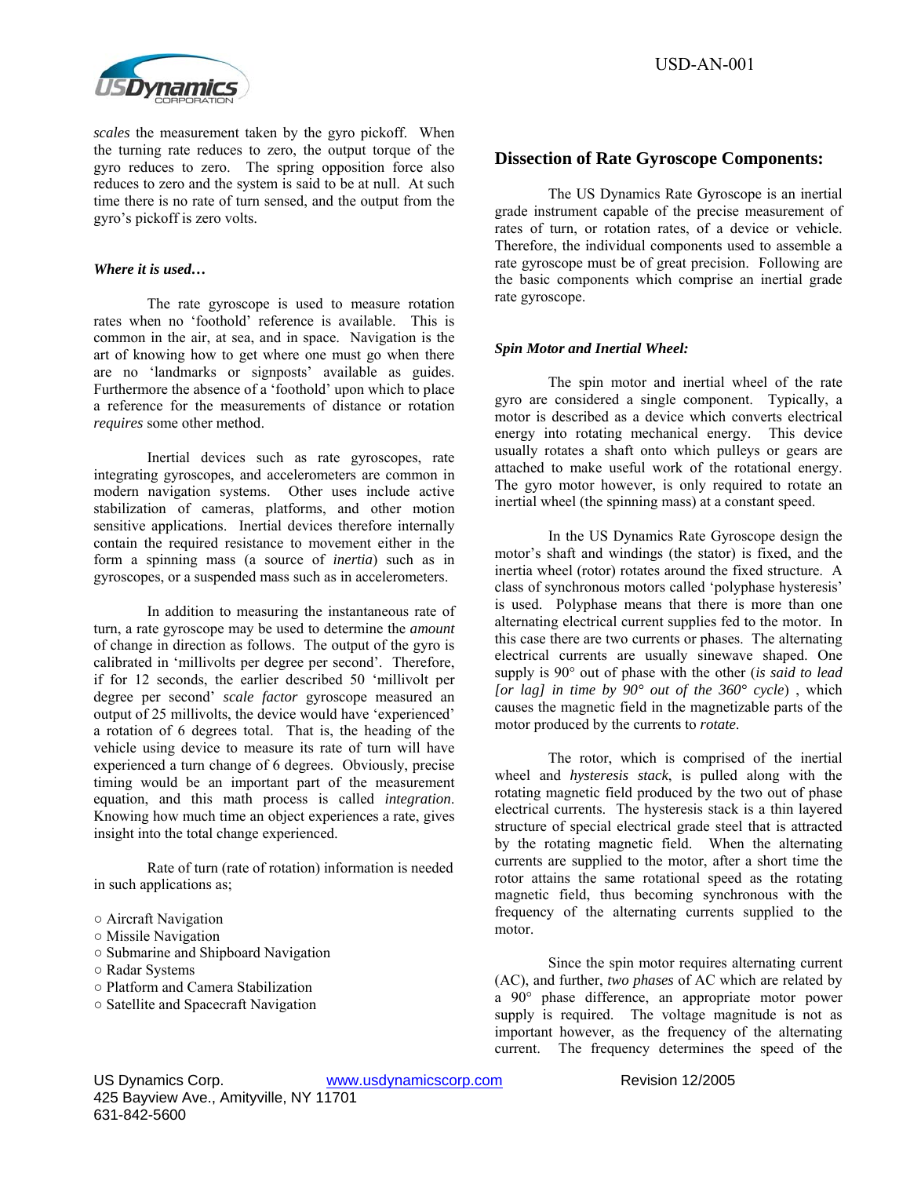*scales* the measurement taken by the gyro pickoff. When the turning rate reduces to zero, the output torque of the gyro reduces to zero. The spring opposition force also reduces to zero and the system is said to be at null. At such time there is no rate of turn sensed, and the output from the gyro's pickoff is zero volts.

***Where it is used…***

The rate gyroscope is used to measure rotation rates when no 'foothold' reference is available. This is common in the air, at sea, and in space. Navigation is the art of knowing how to get where one must go when there are no 'landmarks or signposts' available as guides. Furthermore the absence of a 'foothold' upon which to place a reference for the measurements of distance or rotation *requires* some other method.

Inertial devices such as rate gyroscopes, rate integrating gyroscopes, and accelerometers are common in modern navigation systems. Other uses include active stabilization of cameras, platforms, and other motion sensitive applications. Inertial devices therefore internally contain the required resistance to movement either in the form a spinning mass (a source of *inertia*) such as in gyroscopes, or a suspended mass such as in accelerometers.

In addition to measuring the instantaneous rate of turn, a rate gyroscope may be used to determine the *amount* of change in direction as follows. The output of the gyro is calibrated in 'millivolts per degree per second'. Therefore, if for 12 seconds, the earlier described 50 'millivolt per degree per second' *scale factor* gyroscope measured an output of 25 millivolts, the device would have 'experienced' a rotation of 6 degrees total. That is, the heading of the vehicle using device to measure its rate of turn will have experienced a turn change of 6 degrees. Obviously, precise timing would be an important part of the measurement equation, and this math process is called *integration*. Knowing how much time an object experiences a rate, gives insight into the total change experienced.

Rate of turn (rate of rotation) information is needed in such applications as;

○ Aircraft Navigation
○ Missile Navigation
○ Submarine and Shipboard Navigation
○ Radar Systems
○ Platform and Camera Stabilization
○ Satellite and Spacecraft Navigation

## Dissection of Rate Gyroscope Components:

The US Dynamics Rate Gyroscope is an inertial grade instrument capable of the precise measurement of rates of turn, or rotation rates, of a device or vehicle. Therefore, the individual components used to assemble a rate gyroscope must be of great precision. Following are the basic components which comprise an inertial grade rate gyroscope.

***Spin Motor and Inertial Wheel:***

The spin motor and inertial wheel of the rate gyro are considered a single component. Typically, a motor is described as a device which converts electrical energy into rotating mechanical energy. This device usually rotates a shaft onto which pulleys or gears are attached to make useful work of the rotational energy. The gyro motor however, is only required to rotate an inertial wheel (the spinning mass) at a constant speed.

In the US Dynamics Rate Gyroscope design the motor's shaft and windings (the stator) is fixed, and the inertia wheel (rotor) rotates around the fixed structure. A class of synchronous motors called 'polyphase hysteresis' is used. Polyphase means that there is more than one alternating electrical current supplies fed to the motor. In this case there are two currents or phases. The alternating electrical currents are usually sinewave shaped. One supply is 90° out of phase with the other (*is said to lead [or lag] in time by 90° out of the 360° cycle*) , which causes the magnetic field in the magnetizable parts of the motor produced by the currents to *rotate*.

The rotor, which is comprised of the inertial wheel and *hysteresis stack*, is pulled along with the rotating magnetic field produced by the two out of phase electrical currents. The hysteresis stack is a thin layered structure of special electrical grade steel that is attracted by the rotating magnetic field. When the alternating currents are supplied to the motor, after a short time the rotor attains the same rotational speed as the rotating magnetic field, thus becoming synchronous with the frequency of the alternating currents supplied to the motor.

Since the spin motor requires alternating current (AC), and further, *two phases* of AC which are related by a 90° phase difference, an appropriate motor power supply is required. The voltage magnitude is not as important however, as the frequency of the alternating current. The frequency determines the speed of the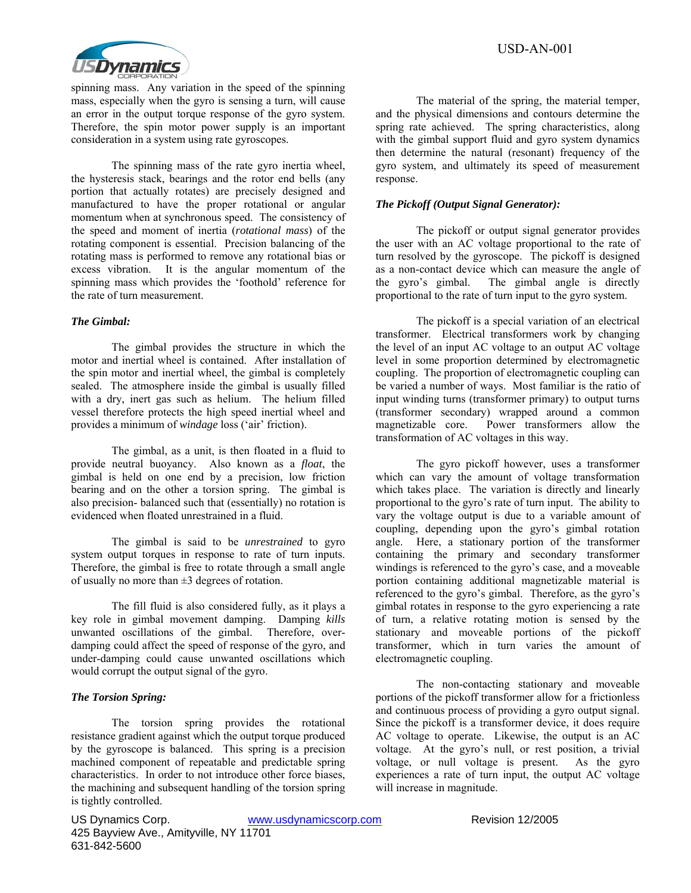spinning mass. Any variation in the speed of the spinning mass, especially when the gyro is sensing a turn, will cause an error in the output torque response of the gyro system. Therefore, the spin motor power supply is an important consideration in a system using rate gyroscopes.

The spinning mass of the rate gyro inertia wheel, the hysteresis stack, bearings and the rotor end bells (any portion that actually rotates) are precisely designed and manufactured to have the proper rotational or angular momentum when at synchronous speed. The consistency of the speed and moment of inertia (*rotational mass*) of the rotating component is essential. Precision balancing of the rotating mass is performed to remove any rotational bias or excess vibration. It is the angular momentum of the spinning mass which provides the 'foothold' reference for the rate of turn measurement.

***The Gimbal:***

The gimbal provides the structure in which the motor and inertial wheel is contained. After installation of the spin motor and inertial wheel, the gimbal is completely sealed. The atmosphere inside the gimbal is usually filled with a dry, inert gas such as helium. The helium filled vessel therefore protects the high speed inertial wheel and provides a minimum of *windage* loss ('air' friction).

The gimbal, as a unit, is then floated in a fluid to provide neutral buoyancy. Also known as a *float*, the gimbal is held on one end by a precision, low friction bearing and on the other a torsion spring. The gimbal is also precision- balanced such that (essentially) no rotation is evidenced when floated unrestrained in a fluid.

The gimbal is said to be *unrestrained* to gyro system output torques in response to rate of turn inputs. Therefore, the gimbal is free to rotate through a small angle of usually no more than ±3 degrees of rotation.

The fill fluid is also considered fully, as it plays a key role in gimbal movement damping. Damping *kills* unwanted oscillations of the gimbal. Therefore, over-damping could affect the speed of response of the gyro, and under-damping could cause unwanted oscillations which would corrupt the output signal of the gyro.

***The Torsion Spring:***

The torsion spring provides the rotational resistance gradient against which the output torque produced by the gyroscope is balanced. This spring is a precision machined component of repeatable and predictable spring characteristics. In order to not introduce other force biases, the machining and subsequent handling of the torsion spring is tightly controlled.

The material of the spring, the material temper, and the physical dimensions and contours determine the spring rate achieved. The spring characteristics, along with the gimbal support fluid and gyro system dynamics then determine the natural (resonant) frequency of the gyro system, and ultimately its speed of measurement response.

***The Pickoff (Output Signal Generator):***

The pickoff or output signal generator provides the user with an AC voltage proportional to the rate of turn resolved by the gyroscope. The pickoff is designed as a non-contact device which can measure the angle of the gyro's gimbal. The gimbal angle is directly proportional to the rate of turn input to the gyro system.

The pickoff is a special variation of an electrical transformer. Electrical transformers work by changing the level of an input AC voltage to an output AC voltage level in some proportion determined by electromagnetic coupling. The proportion of electromagnetic coupling can be varied a number of ways. Most familiar is the ratio of input winding turns (transformer primary) to output turns (transformer secondary) wrapped around a common magnetizable core. Power transformers allow the transformation of AC voltages in this way.

The gyro pickoff however, uses a transformer which can vary the amount of voltage transformation which takes place. The variation is directly and linearly proportional to the gyro's rate of turn input. The ability to vary the voltage output is due to a variable amount of coupling, depending upon the gyro's gimbal rotation angle. Here, a stationary portion of the transformer containing the primary and secondary transformer windings is referenced to the gyro's case, and a moveable portion containing additional magnetizable material is referenced to the gyro's gimbal. Therefore, as the gyro's gimbal rotates in response to the gyro experiencing a rate of turn, a relative rotating motion is sensed by the stationary and moveable portions of the pickoff transformer, which in turn varies the amount of electromagnetic coupling.

The non-contacting stationary and moveable portions of the pickoff transformer allow for a frictionless and continuous process of providing a gyro output signal. Since the pickoff is a transformer device, it does require AC voltage to operate. Likewise, the output is an AC voltage. At the gyro's null, or rest position, a trivial voltage, or null voltage is present. As the gyro experiences a rate of turn input, the output AC voltage will increase in magnitude.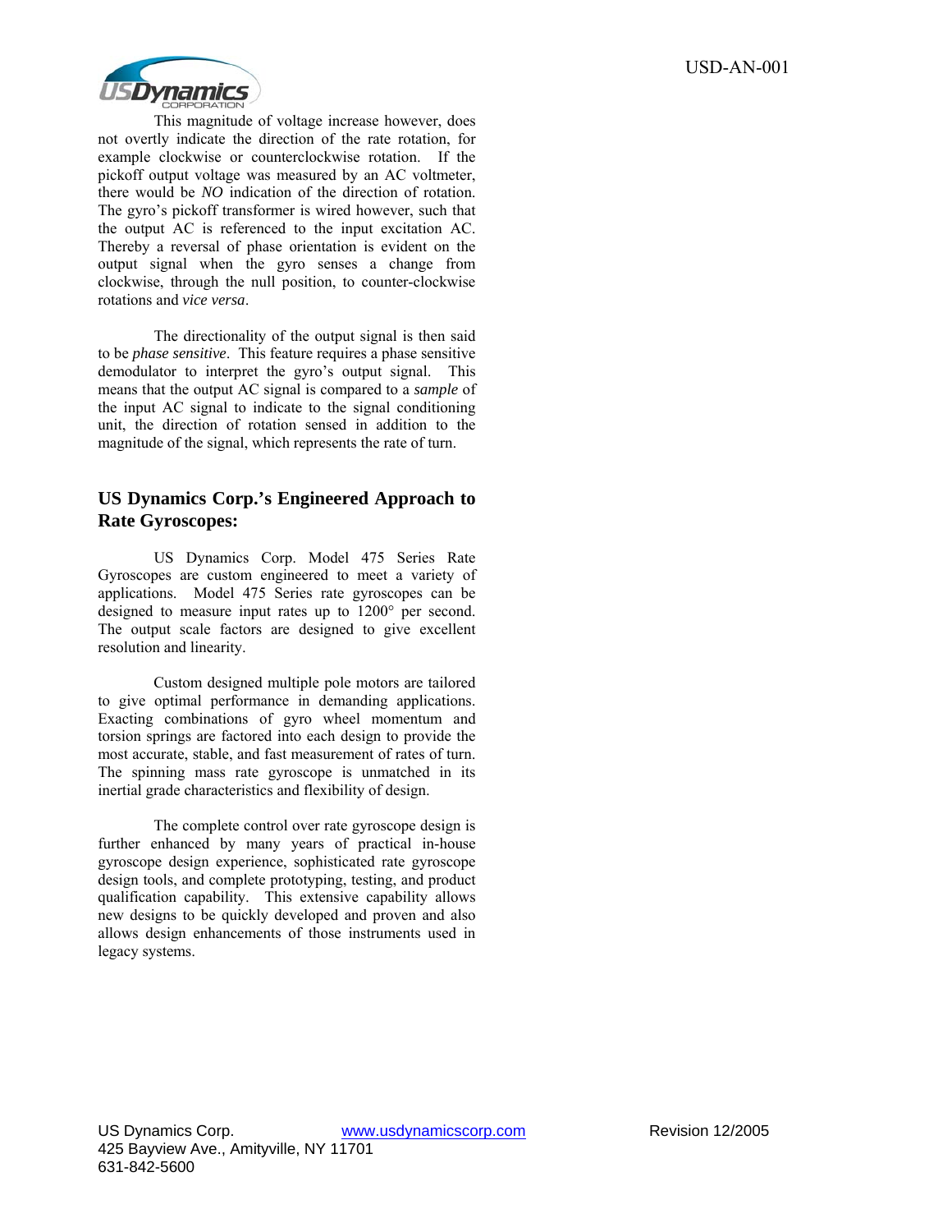This magnitude of voltage increase however, does not overtly indicate the direction of the rate rotation, for example clockwise or counterclockwise rotation. If the pickoff output voltage was measured by an AC voltmeter, there would be *NO* indication of the direction of rotation. The gyro's pickoff transformer is wired however, such that the output AC is referenced to the input excitation AC. Thereby a reversal of phase orientation is evident on the output signal when the gyro senses a change from clockwise, through the null position, to counter-clockwise rotations and *vice versa*.

The directionality of the output signal is then said to be *phase sensitive*. This feature requires a phase sensitive demodulator to interpret the gyro's output signal. This means that the output AC signal is compared to a *sample* of the input AC signal to indicate to the signal conditioning unit, the direction of rotation sensed in addition to the magnitude of the signal, which represents the rate of turn.

## US Dynamics Corp.'s Engineered Approach to Rate Gyroscopes:

US Dynamics Corp. Model 475 Series Rate Gyroscopes are custom engineered to meet a variety of applications. Model 475 Series rate gyroscopes can be designed to measure input rates up to 1200° per second. The output scale factors are designed to give excellent resolution and linearity.

Custom designed multiple pole motors are tailored to give optimal performance in demanding applications. Exacting combinations of gyro wheel momentum and torsion springs are factored into each design to provide the most accurate, stable, and fast measurement of rates of turn. The spinning mass rate gyroscope is unmatched in its inertial grade characteristics and flexibility of design.

The complete control over rate gyroscope design is further enhanced by many years of practical in-house gyroscope design experience, sophisticated rate gyroscope design tools, and complete prototyping, testing, and product qualification capability. This extensive capability allows new designs to be quickly developed and proven and also allows design enhancements of those instruments used in legacy systems.